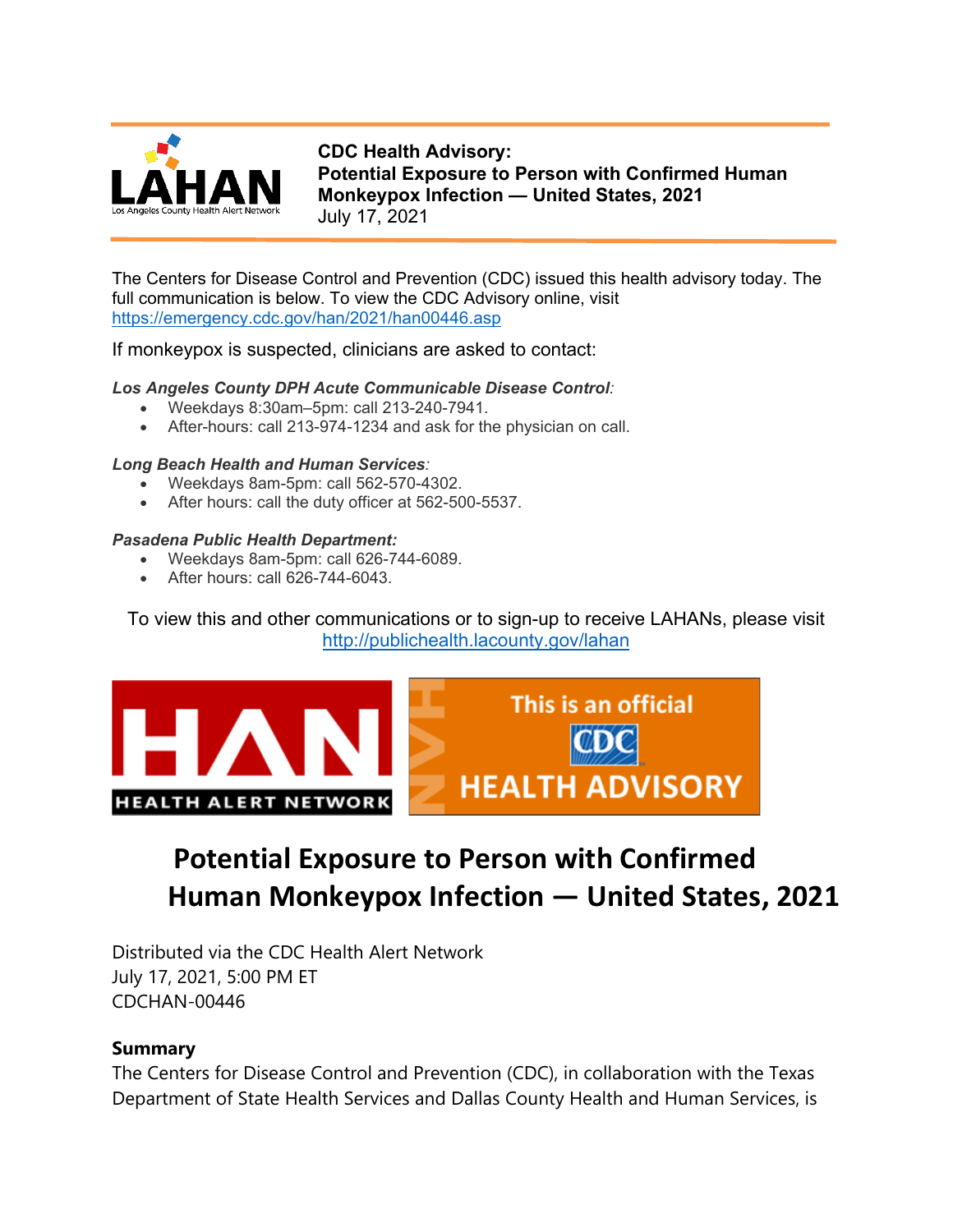**CDC Health Advisory:**
**Potential Exposure to Person with Confirmed Human Monkeypox Infection — United States, 2021**
July 17, 2021

The Centers for Disease Control and Prevention (CDC) issued this health advisory today. The full communication is below. To view the CDC Advisory online, visit https://emergency.cdc.gov/han/2021/han00446.asp

If monkeypox is suspected, clinicians are asked to contact:

***Los Angeles County DPH Acute Communicable Disease Control:***

- Weekdays 8:30am–5pm: call 213-240-7941.
- After-hours: call 213-974-1234 and ask for the physician on call.

***Long Beach Health and Human Services:***

- Weekdays 8am-5pm: call 562-570-4302.
- After hours: call the duty officer at 562-500-5537.

***Pasadena Public Health Department:***

- Weekdays 8am-5pm: call 626-744-6089.
- After hours: call 626-744-6043.

To view this and other communications or to sign-up to receive LAHANs, please visit http://publichealth.lacounty.gov/lahan

# Potential Exposure to Person with Confirmed Human Monkeypox Infection — United States, 2021

Distributed via the CDC Health Alert Network
July 17, 2021, 5:00 PM ET
CDCHAN-00446

## Summary

The Centers for Disease Control and Prevention (CDC), in collaboration with the Texas Department of State Health Services and Dallas County Health and Human Services, is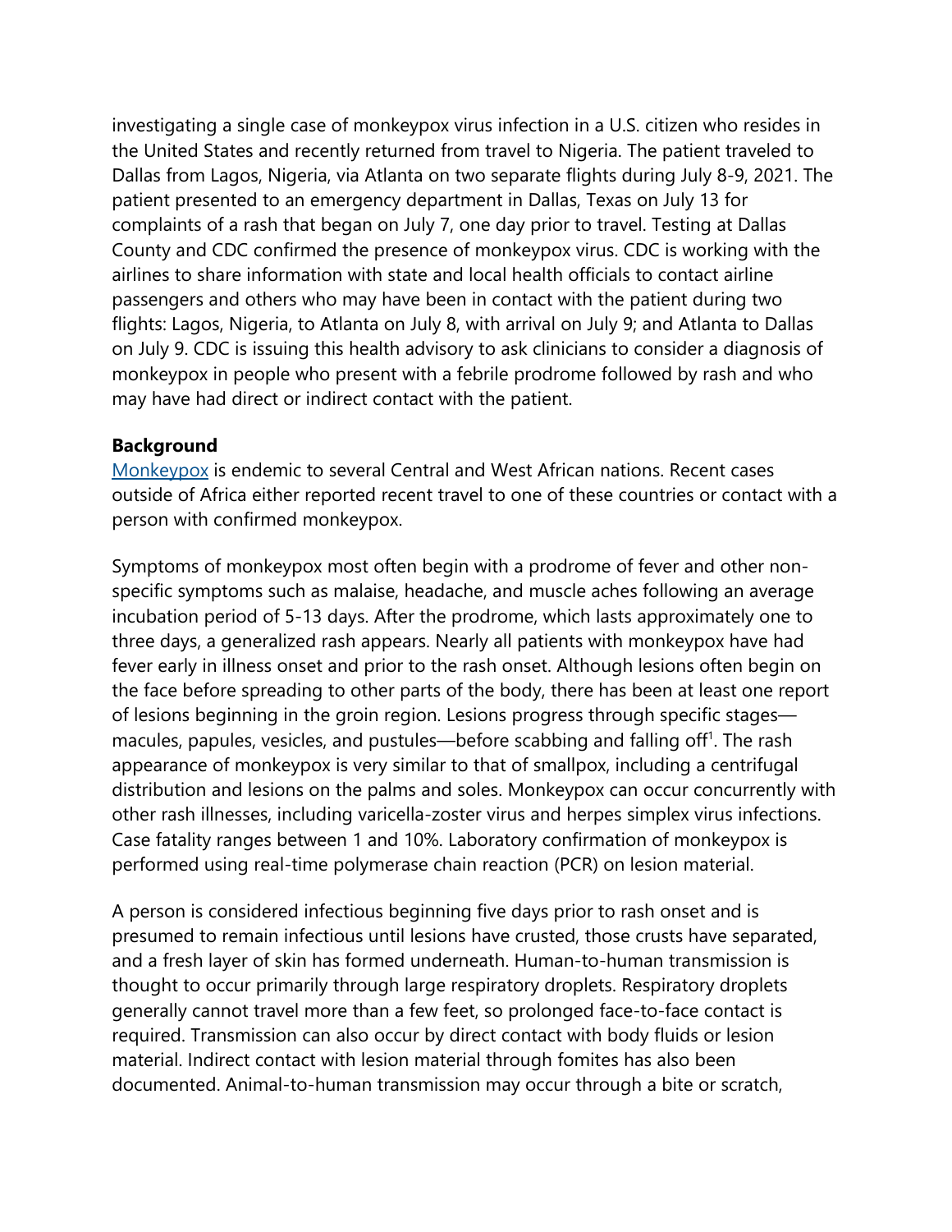investigating a single case of monkeypox virus infection in a U.S. citizen who resides in the United States and recently returned from travel to Nigeria. The patient traveled to Dallas from Lagos, Nigeria, via Atlanta on two separate flights during July 8-9, 2021. The patient presented to an emergency department in Dallas, Texas on July 13 for complaints of a rash that began on July 7, one day prior to travel. Testing at Dallas County and CDC confirmed the presence of monkeypox virus. CDC is working with the airlines to share information with state and local health officials to contact airline passengers and others who may have been in contact with the patient during two flights: Lagos, Nigeria, to Atlanta on July 8, with arrival on July 9; and Atlanta to Dallas on July 9. CDC is issuing this health advisory to ask clinicians to consider a diagnosis of monkeypox in people who present with a febrile prodrome followed by rash and who may have had direct or indirect contact with the patient.

**Background**

Monkeypox is endemic to several Central and West African nations. Recent cases outside of Africa either reported recent travel to one of these countries or contact with a person with confirmed monkeypox.

Symptoms of monkeypox most often begin with a prodrome of fever and other non-specific symptoms such as malaise, headache, and muscle aches following an average incubation period of 5-13 days. After the prodrome, which lasts approximately one to three days, a generalized rash appears. Nearly all patients with monkeypox have had fever early in illness onset and prior to the rash onset. Although lesions often begin on the face before spreading to other parts of the body, there has been at least one report of lesions beginning in the groin region. Lesions progress through specific stages—macules, papules, vesicles, and pustules—before scabbing and falling off[1]. The rash appearance of monkeypox is very similar to that of smallpox, including a centrifugal distribution and lesions on the palms and soles. Monkeypox can occur concurrently with other rash illnesses, including varicella-zoster virus and herpes simplex virus infections. Case fatality ranges between 1 and 10%. Laboratory confirmation of monkeypox is performed using real-time polymerase chain reaction (PCR) on lesion material.

A person is considered infectious beginning five days prior to rash onset and is presumed to remain infectious until lesions have crusted, those crusts have separated, and a fresh layer of skin has formed underneath. Human-to-human transmission is thought to occur primarily through large respiratory droplets. Respiratory droplets generally cannot travel more than a few feet, so prolonged face-to-face contact is required. Transmission can also occur by direct contact with body fluids or lesion material. Indirect contact with lesion material through fomites has also been documented. Animal-to-human transmission may occur through a bite or scratch,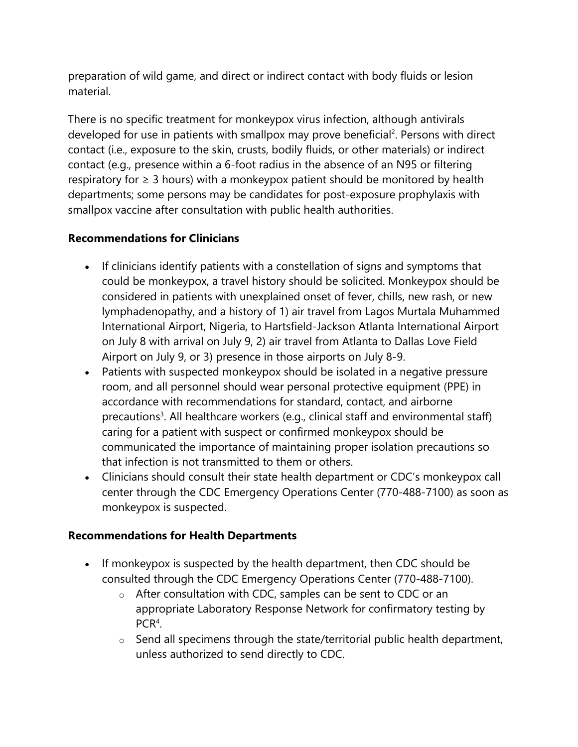preparation of wild game, and direct or indirect contact with body fluids or lesion material.

There is no specific treatment for monkeypox virus infection, although antivirals developed for use in patients with smallpox may prove beneficial[2]. Persons with direct contact (i.e., exposure to the skin, crusts, bodily fluids, or other materials) or indirect contact (e.g., presence within a 6-foot radius in the absence of an N95 or filtering respiratory for ≥ 3 hours) with a monkeypox patient should be monitored by health departments; some persons may be candidates for post-exposure prophylaxis with smallpox vaccine after consultation with public health authorities.

**Recommendations for Clinicians**

- If clinicians identify patients with a constellation of signs and symptoms that could be monkeypox, a travel history should be solicited. Monkeypox should be considered in patients with unexplained onset of fever, chills, new rash, or new lymphadenopathy, and a history of 1) air travel from Lagos Murtala Muhammed International Airport, Nigeria, to Hartsfield-Jackson Atlanta International Airport on July 8 with arrival on July 9, 2) air travel from Atlanta to Dallas Love Field Airport on July 9, or 3) presence in those airports on July 8-9.
- Patients with suspected monkeypox should be isolated in a negative pressure room, and all personnel should wear personal protective equipment (PPE) in accordance with recommendations for standard, contact, and airborne precautions[3]. All healthcare workers (e.g., clinical staff and environmental staff) caring for a patient with suspect or confirmed monkeypox should be communicated the importance of maintaining proper isolation precautions so that infection is not transmitted to them or others.
- Clinicians should consult their state health department or CDC's monkeypox call center through the CDC Emergency Operations Center (770-488-7100) as soon as monkeypox is suspected.

**Recommendations for Health Departments**

- If monkeypox is suspected by the health department, then CDC should be consulted through the CDC Emergency Operations Center (770-488-7100).
    - After consultation with CDC, samples can be sent to CDC or an appropriate Laboratory Response Network for confirmatory testing by PCR[4].
    - Send all specimens through the state/territorial public health department, unless authorized to send directly to CDC.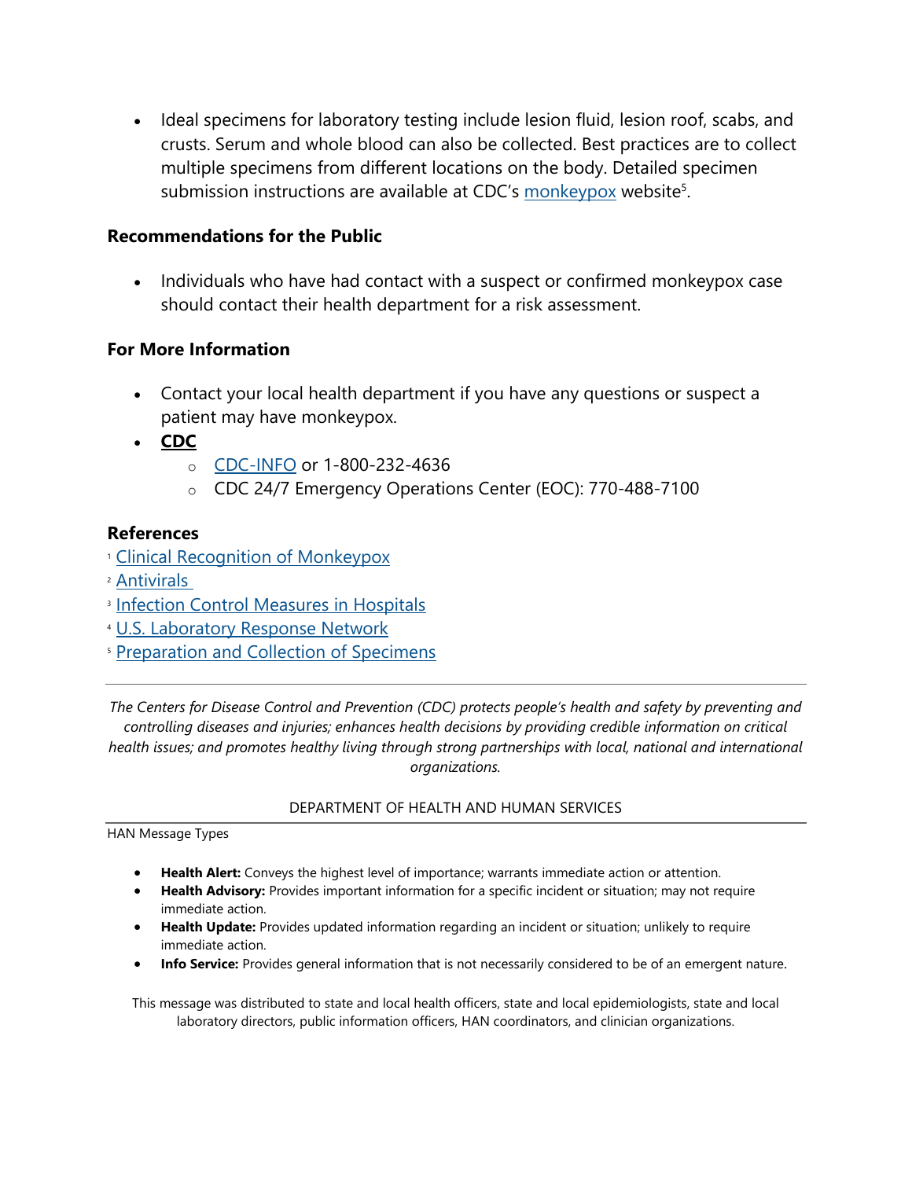- Ideal specimens for laboratory testing include lesion fluid, lesion roof, scabs, and crusts. Serum and whole blood can also be collected. Best practices are to collect multiple specimens from different locations on the body. Detailed specimen submission instructions are available at CDC's monkeypox website[5].

## Recommendations for the Public

- Individuals who have had contact with a suspect or confirmed monkeypox case should contact their health department for a risk assessment.

## For More Information

- Contact your local health department if you have any questions or suspect a patient may have monkeypox.
- **CDC**
  - CDC-INFO or 1-800-232-4636
  - CDC 24/7 Emergency Operations Center (EOC): 770-488-7100

## References

[1] Clinical Recognition of Monkeypox
[2] Antivirals
[3] Infection Control Measures in Hospitals
[4] U.S. Laboratory Response Network
[5] Preparation and Collection of Specimens

---

*The Centers for Disease Control and Prevention (CDC) protects people's health and safety by preventing and controlling diseases and injuries; enhances health decisions by providing credible information on critical health issues; and promotes healthy living through strong partnerships with local, national and international organizations.*

DEPARTMENT OF HEALTH AND HUMAN SERVICES

HAN Message Types

- **Health Alert:** Conveys the highest level of importance; warrants immediate action or attention.
- **Health Advisory:** Provides important information for a specific incident or situation; may not require immediate action.
- **Health Update:** Provides updated information regarding an incident or situation; unlikely to require immediate action.
- **Info Service:** Provides general information that is not necessarily considered to be of an emergent nature.

This message was distributed to state and local health officers, state and local epidemiologists, state and local laboratory directors, public information officers, HAN coordinators, and clinician organizations.